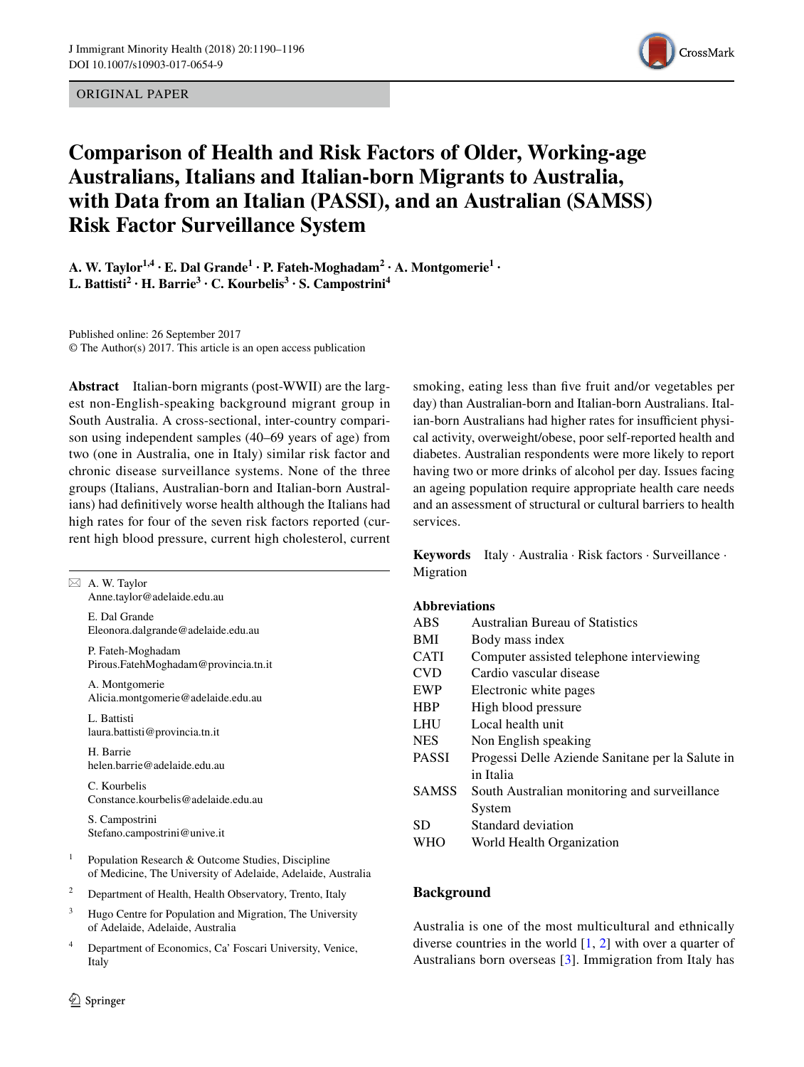ORIGINAL PAPER

# Comparison of Health and Risk Factors of Older, Working-age Australians, Italians and Italian-born Migrants to Australia, with Data from an Italian (PASSI), and an Australian (SAMSS) Risk Factor Surveillance System

**A. W. Taylor[1,4] · E. Dal Grande[1] · P. Fateh-Moghadam[2] · A. Montgomerie[1] · L. Battisti[2] · H. Barrie[3] · C. Kourbelis[3] · S. Campostrini[4]**

Published online: 26 September 2017
© The Author(s) 2017. This article is an open access publication

**Abstract** Italian-born migrants (post-WWII) are the largest non-English-speaking background migrant group in South Australia. A cross-sectional, inter-country comparison using independent samples (40–69 years of age) from two (one in Australia, one in Italy) similar risk factor and chronic disease surveillance systems. None of the three groups (Italians, Australian-born and Italian-born Australians) had definitively worse health although the Italians had high rates for four of the seven risk factors reported (current high blood pressure, current high cholesterol, current smoking, eating less than five fruit and/or vegetables per day) than Australian-born and Italian-born Australians. Italian-born Australians had higher rates for insufficient physical activity, overweight/obese, poor self-reported health and diabetes. Australian respondents were more likely to report having two or more drinks of alcohol per day. Issues facing an ageing population require appropriate health care needs and an assessment of structural or cultural barriers to health services.

**Keywords** Italy · Australia · Risk factors · Surveillance · Migration

✉ A. W. Taylor
Anne.taylor@adelaide.edu.au

E. Dal Grande
Eleonora.dalgrande@adelaide.edu.au

P. Fateh-Moghadam
Pirous.FatehMoghadam@provincia.tn.it

A. Montgomerie
Alicia.montgomerie@adelaide.edu.au

L. Battisti
laura.battisti@provincia.tn.it

H. Barrie
helen.barrie@adelaide.edu.au

C. Kourbelis
Constance.kourbelis@adelaide.edu.au

S. Campostrini
Stefano.campostrini@unive.it

[1] Population Research & Outcome Studies, Discipline of Medicine, The University of Adelaide, Adelaide, Australia

[2] Department of Health, Health Observatory, Trento, Italy

[3] Hugo Centre for Population and Migration, The University of Adelaide, Adelaide, Australia

[4] Department of Economics, Ca' Foscari University, Venice, Italy

**Abbreviations**

| | |
|---|---|
| ABS | Australian Bureau of Statistics |
| BMI | Body mass index |
| CATI | Computer assisted telephone interviewing |
| CVD | Cardio vascular disease |
| EWP | Electronic white pages |
| HBP | High blood pressure |
| LHU | Local health unit |
| NES | Non English speaking |
| PASSI | Progessi Delle Aziende Sanitane per la Salute in in Italia |
| SAMSS | South Australian monitoring and surveillance System |
| SD | Standard deviation |
| WHO | World Health Organization |

## Background

Australia is one of the most multicultural and ethnically diverse countries in the world [1, 2] with over a quarter of Australians born overseas [3]. Immigration from Italy has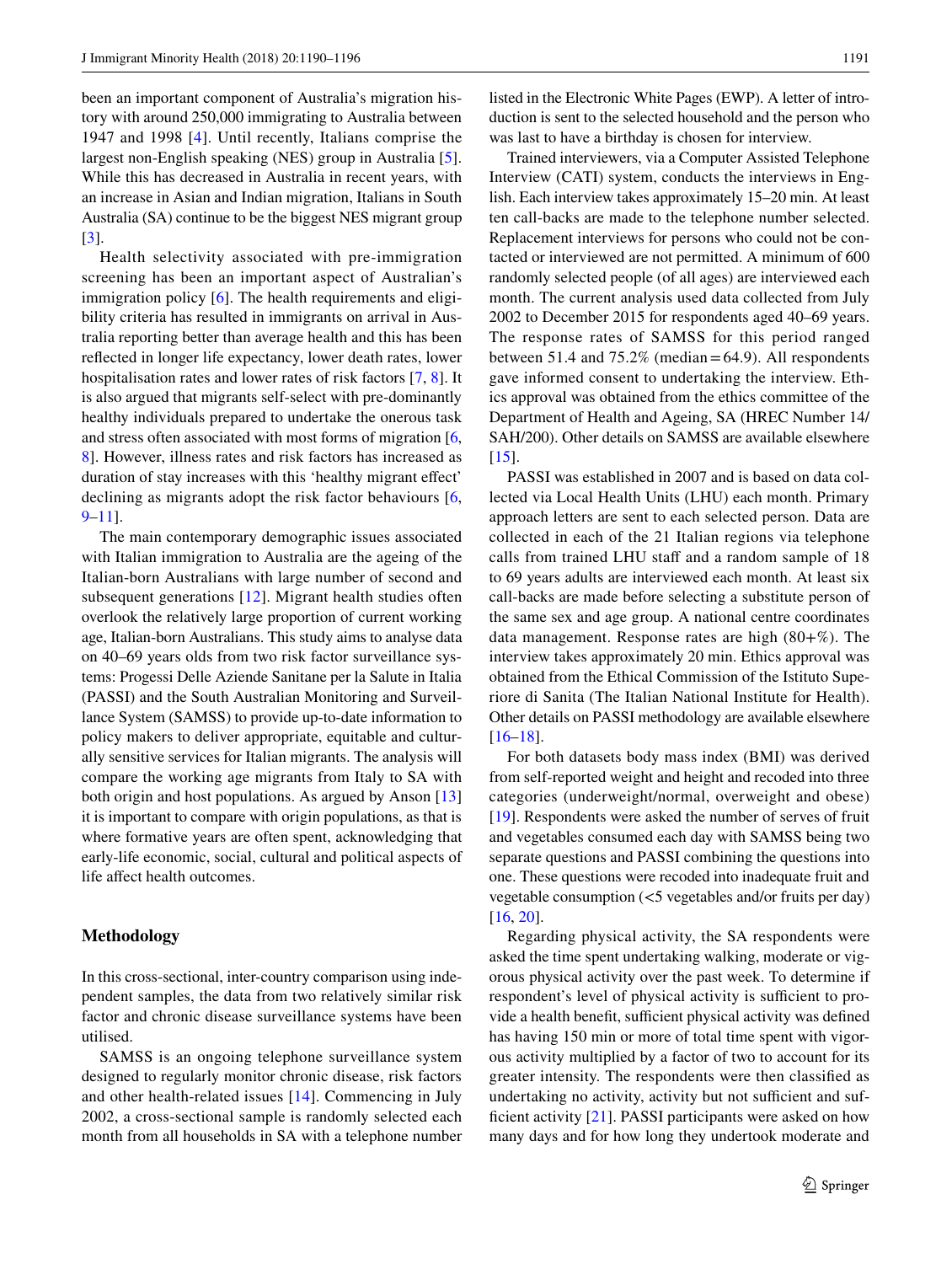been an important component of Australia's migration history with around 250,000 immigrating to Australia between 1947 and 1998 [4]. Until recently, Italians comprise the largest non-English speaking (NES) group in Australia [5]. While this has decreased in Australia in recent years, with an increase in Asian and Indian migration, Italians in South Australia (SA) continue to be the biggest NES migrant group [3].

Health selectivity associated with pre-immigration screening has been an important aspect of Australian's immigration policy [6]. The health requirements and eligibility criteria has resulted in immigrants on arrival in Australia reporting better than average health and this has been reflected in longer life expectancy, lower death rates, lower hospitalisation rates and lower rates of risk factors [7, 8]. It is also argued that migrants self-select with pre-dominantly healthy individuals prepared to undertake the onerous task and stress often associated with most forms of migration [6, 8]. However, illness rates and risk factors has increased as duration of stay increases with this 'healthy migrant effect' declining as migrants adopt the risk factor behaviours [6, 9–11].

The main contemporary demographic issues associated with Italian immigration to Australia are the ageing of the Italian-born Australians with large number of second and subsequent generations [12]. Migrant health studies often overlook the relatively large proportion of current working age, Italian-born Australians. This study aims to analyse data on 40–69 years olds from two risk factor surveillance systems: Progessi Delle Aziende Sanitane per la Salute in Italia (PASSI) and the South Australian Monitoring and Surveillance System (SAMSS) to provide up-to-date information to policy makers to deliver appropriate, equitable and culturally sensitive services for Italian migrants. The analysis will compare the working age migrants from Italy to SA with both origin and host populations. As argued by Anson [13] it is important to compare with origin populations, as that is where formative years are often spent, acknowledging that early-life economic, social, cultural and political aspects of life affect health outcomes.

## Methodology

In this cross-sectional, inter-country comparison using independent samples, the data from two relatively similar risk factor and chronic disease surveillance systems have been utilised.

SAMSS is an ongoing telephone surveillance system designed to regularly monitor chronic disease, risk factors and other health-related issues [14]. Commencing in July 2002, a cross-sectional sample is randomly selected each month from all households in SA with a telephone number listed in the Electronic White Pages (EWP). A letter of introduction is sent to the selected household and the person who was last to have a birthday is chosen for interview.

Trained interviewers, via a Computer Assisted Telephone Interview (CATI) system, conducts the interviews in English. Each interview takes approximately 15–20 min. At least ten call-backs are made to the telephone number selected. Replacement interviews for persons who could not be contacted or interviewed are not permitted. A minimum of 600 randomly selected people (of all ages) are interviewed each month. The current analysis used data collected from July 2002 to December 2015 for respondents aged 40–69 years. The response rates of SAMSS for this period ranged between 51.4 and 75.2% (median = 64.9). All respondents gave informed consent to undertaking the interview. Ethics approval was obtained from the ethics committee of the Department of Health and Ageing, SA (HREC Number 14/SAH/200). Other details on SAMSS are available elsewhere [15].

PASSI was established in 2007 and is based on data collected via Local Health Units (LHU) each month. Primary approach letters are sent to each selected person. Data are collected in each of the 21 Italian regions via telephone calls from trained LHU staff and a random sample of 18 to 69 years adults are interviewed each month. At least six call-backs are made before selecting a substitute person of the same sex and age group. A national centre coordinates data management. Response rates are high (80+%). The interview takes approximately 20 min. Ethics approval was obtained from the Ethical Commission of the Istituto Superiore di Sanita (The Italian National Institute for Health). Other details on PASSI methodology are available elsewhere [16–18].

For both datasets body mass index (BMI) was derived from self-reported weight and height and recoded into three categories (underweight/normal, overweight and obese) [19]. Respondents were asked the number of serves of fruit and vegetables consumed each day with SAMSS being two separate questions and PASSI combining the questions into one. These questions were recoded into inadequate fruit and vegetable consumption (<5 vegetables and/or fruits per day) [16, 20].

Regarding physical activity, the SA respondents were asked the time spent undertaking walking, moderate or vigorous physical activity over the past week. To determine if respondent's level of physical activity is sufficient to provide a health benefit, sufficient physical activity was defined has having 150 min or more of total time spent with vigorous activity multiplied by a factor of two to account for its greater intensity. The respondents were then classified as undertaking no activity, activity but not sufficient and sufficient activity [21]. PASSI participants were asked on how many days and for how long they undertook moderate and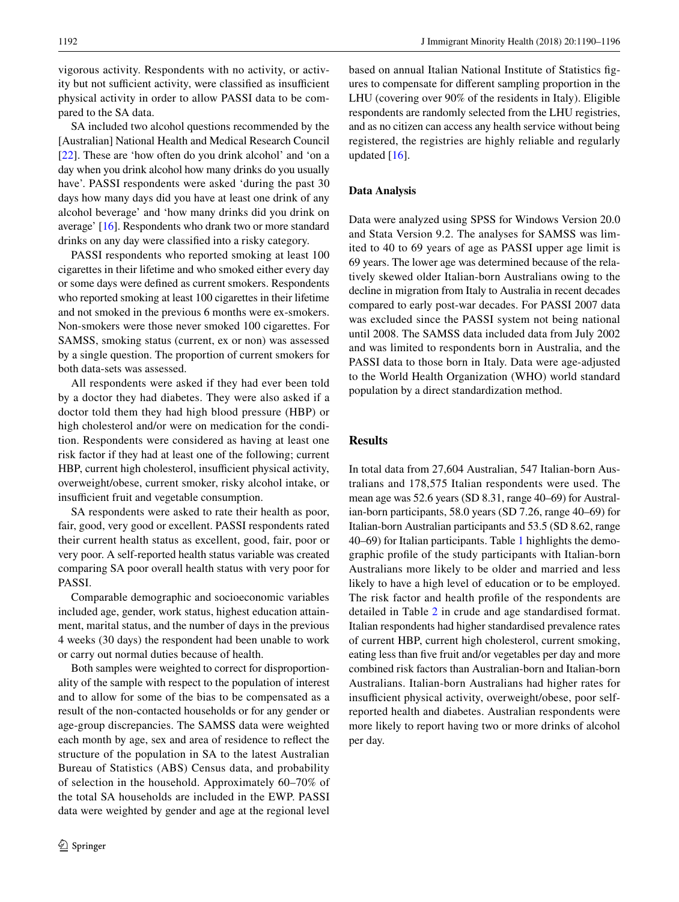vigorous activity. Respondents with no activity, or activity but not sufficient activity, were classified as insufficient physical activity in order to allow PASSI data to be compared to the SA data.

SA included two alcohol questions recommended by the [Australian] National Health and Medical Research Council [22]. These are 'how often do you drink alcohol' and 'on a day when you drink alcohol how many drinks do you usually have'. PASSI respondents were asked 'during the past 30 days how many days did you have at least one drink of any alcohol beverage' and 'how many drinks did you drink on average' [16]. Respondents who drank two or more standard drinks on any day were classified into a risky category.

PASSI respondents who reported smoking at least 100 cigarettes in their lifetime and who smoked either every day or some days were defined as current smokers. Respondents who reported smoking at least 100 cigarettes in their lifetime and not smoked in the previous 6 months were ex-smokers. Non-smokers were those never smoked 100 cigarettes. For SAMSS, smoking status (current, ex or non) was assessed by a single question. The proportion of current smokers for both data-sets was assessed.

All respondents were asked if they had ever been told by a doctor they had diabetes. They were also asked if a doctor told them they had high blood pressure (HBP) or high cholesterol and/or were on medication for the condition. Respondents were considered as having at least one risk factor if they had at least one of the following; current HBP, current high cholesterol, insufficient physical activity, overweight/obese, current smoker, risky alcohol intake, or insufficient fruit and vegetable consumption.

SA respondents were asked to rate their health as poor, fair, good, very good or excellent. PASSI respondents rated their current health status as excellent, good, fair, poor or very poor. A self-reported health status variable was created comparing SA poor overall health status with very poor for PASSI.

Comparable demographic and socioeconomic variables included age, gender, work status, highest education attainment, marital status, and the number of days in the previous 4 weeks (30 days) the respondent had been unable to work or carry out normal duties because of health.

Both samples were weighted to correct for disproportionality of the sample with respect to the population of interest and to allow for some of the bias to be compensated as a result of the non-contacted households or for any gender or age-group discrepancies. The SAMSS data were weighted each month by age, sex and area of residence to reflect the structure of the population in SA to the latest Australian Bureau of Statistics (ABS) Census data, and probability of selection in the household. Approximately 60–70% of the total SA households are included in the EWP. PASSI data were weighted by gender and age at the regional level based on annual Italian National Institute of Statistics figures to compensate for different sampling proportion in the LHU (covering over 90% of the residents in Italy). Eligible respondents are randomly selected from the LHU registries, and as no citizen can access any health service without being registered, the registries are highly reliable and regularly updated [16].

### Data Analysis

Data were analyzed using SPSS for Windows Version 20.0 and Stata Version 9.2. The analyses for SAMSS was limited to 40 to 69 years of age as PASSI upper age limit is 69 years. The lower age was determined because of the relatively skewed older Italian-born Australians owing to the decline in migration from Italy to Australia in recent decades compared to early post-war decades. For PASSI 2007 data was excluded since the PASSI system not being national until 2008. The SAMSS data included data from July 2002 and was limited to respondents born in Australia, and the PASSI data to those born in Italy. Data were age-adjusted to the World Health Organization (WHO) world standard population by a direct standardization method.

## Results

In total data from 27,604 Australian, 547 Italian-born Australians and 178,575 Italian respondents were used. The mean age was 52.6 years (SD 8.31, range 40–69) for Australian-born participants, 58.0 years (SD 7.26, range 40–69) for Italian-born Australian participants and 53.5 (SD 8.62, range 40–69) for Italian participants. Table 1 highlights the demographic profile of the study participants with Italian-born Australians more likely to be older and married and less likely to have a high level of education or to be employed. The risk factor and health profile of the respondents are detailed in Table 2 in crude and age standardised format. Italian respondents had higher standardised prevalence rates of current HBP, current high cholesterol, current smoking, eating less than five fruit and/or vegetables per day and more combined risk factors than Australian-born and Italian-born Australians. Italian-born Australians had higher rates for insufficient physical activity, overweight/obese, poor self-reported health and diabetes. Australian respondents were more likely to report having two or more drinks of alcohol per day.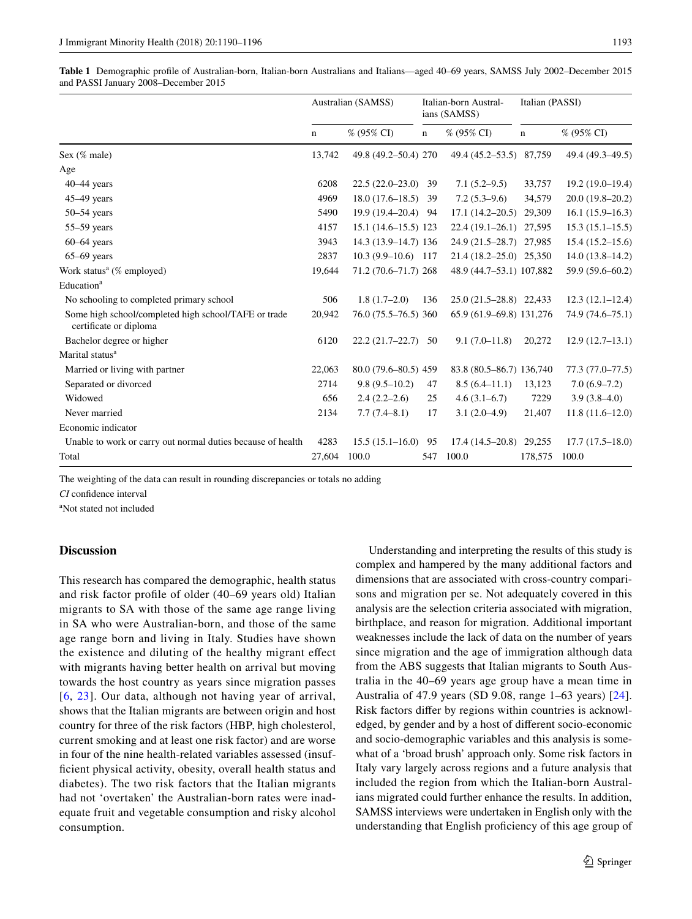**Table 1** Demographic profile of Australian-born, Italian-born Australians and Italians—aged 40–69 years, SAMSS July 2002–December 2015 and PASSI January 2008–December 2015

| | Australian (SAMSS) | | Italian-born Australians (SAMSS) | | Italian (PASSI) | |
|---|---|---|---|---|---|---|
| | n | % (95% CI) | n | % (95% CI) | n | % (95% CI) |
| Sex (% male) | 13,742 | 49.8 (49.2–50.4) | 270 | 49.4 (45.2–53.5) | 87,759 | 49.4 (49.3–49.5) |
| Age | | | | | | |
| 40–44 years | 6208 | 22.5 (22.0–23.0) | 39 | 7.1 (5.2–9.5) | 33,757 | 19.2 (19.0–19.4) |
| 45–49 years | 4969 | 18.0 (17.6–18.5) | 39 | 7.2 (5.3–9.6) | 34,579 | 20.0 (19.8–20.2) |
| 50–54 years | 5490 | 19.9 (19.4–20.4) | 94 | 17.1 (14.2–20.5) | 29,309 | 16.1 (15.9–16.3) |
| 55–59 years | 4157 | 15.1 (14.6–15.5) | 123 | 22.4 (19.1–26.1) | 27,595 | 15.3 (15.1–15.5) |
| 60–64 years | 3943 | 14.3 (13.9–14.7) | 136 | 24.9 (21.5–28.7) | 27,985 | 15.4 (15.2–15.6) |
| 65–69 years | 2837 | 10.3 (9.9–10.6) | 117 | 21.4 (18.2–25.0) | 25,350 | 14.0 (13.8–14.2) |
| Work status[a] (% employed) | 19,644 | 71.2 (70.6–71.7) | 268 | 48.9 (44.7–53.1) | 107,882 | 59.9 (59.6–60.2) |
| Education[a] | | | | | | |
| No schooling to completed primary school | 506 | 1.8 (1.7–2.0) | 136 | 25.0 (21.5–28.8) | 22,433 | 12.3 (12.1–12.4) |
| Some high school/completed high school/TAFE or trade certificate or diploma | 20,942 | 76.0 (75.5–76.5) | 360 | 65.9 (61.9–69.8) | 131,276 | 74.9 (74.6–75.1) |
| Bachelor degree or higher | 6120 | 22.2 (21.7–22.7) | 50 | 9.1 (7.0–11.8) | 20,272 | 12.9 (12.7–13.1) |
| Marital status[a] | | | | | | |
| Married or living with partner | 22,063 | 80.0 (79.6–80.5) | 459 | 83.8 (80.5–86.7) | 136,740 | 77.3 (77.0–77.5) |
| Separated or divorced | 2714 | 9.8 (9.5–10.2) | 47 | 8.5 (6.4–11.1) | 13,123 | 7.0 (6.9–7.2) |
| Widowed | 656 | 2.4 (2.2–2.6) | 25 | 4.6 (3.1–6.7) | 7229 | 3.9 (3.8–4.0) |
| Never married | 2134 | 7.7 (7.4–8.1) | 17 | 3.1 (2.0–4.9) | 21,407 | 11.8 (11.6–12.0) |
| Economic indicator | | | | | | |
| Unable to work or carry out normal duties because of health | 4283 | 15.5 (15.1–16.0) | 95 | 17.4 (14.5–20.8) | 29,255 | 17.7 (17.5–18.0) |
| Total | 27,604 | 100.0 | 547 | 100.0 | 178,575 | 100.0 |

The weighting of the data can result in rounding discrepancies or totals no adding

*CI* confidence interval

[a]Not stated not included

## Discussion

This research has compared the demographic, health status and risk factor profile of older (40–69 years old) Italian migrants to SA with those of the same age range living in SA who were Australian-born, and those of the same age range born and living in Italy. Studies have shown the existence and diluting of the healthy migrant effect with migrants having better health on arrival but moving towards the host country as years since migration passes [6, 23]. Our data, although not having year of arrival, shows that the Italian migrants are between origin and host country for three of the risk factors (HBP, high cholesterol, current smoking and at least one risk factor) and are worse in four of the nine health-related variables assessed (insufficient physical activity, obesity, overall health status and diabetes). The two risk factors that the Italian migrants had not 'overtaken' the Australian-born rates were inadequate fruit and vegetable consumption and risky alcohol consumption.

Understanding and interpreting the results of this study is complex and hampered by the many additional factors and dimensions that are associated with cross-country comparisons and migration per se. Not adequately covered in this analysis are the selection criteria associated with migration, birthplace, and reason for migration. Additional important weaknesses include the lack of data on the number of years since migration and the age of immigration although data from the ABS suggests that Italian migrants to South Australia in the 40–69 years age group have a mean time in Australia of 47.9 years (SD 9.08, range 1–63 years) [24]. Risk factors differ by regions within countries is acknowledged, by gender and by a host of different socio-economic and socio-demographic variables and this analysis is somewhat of a 'broad brush' approach only. Some risk factors in Italy vary largely across regions and a future analysis that included the region from which the Italian-born Australians migrated could further enhance the results. In addition, SAMSS interviews were undertaken in English only with the understanding that English proficiency of this age group of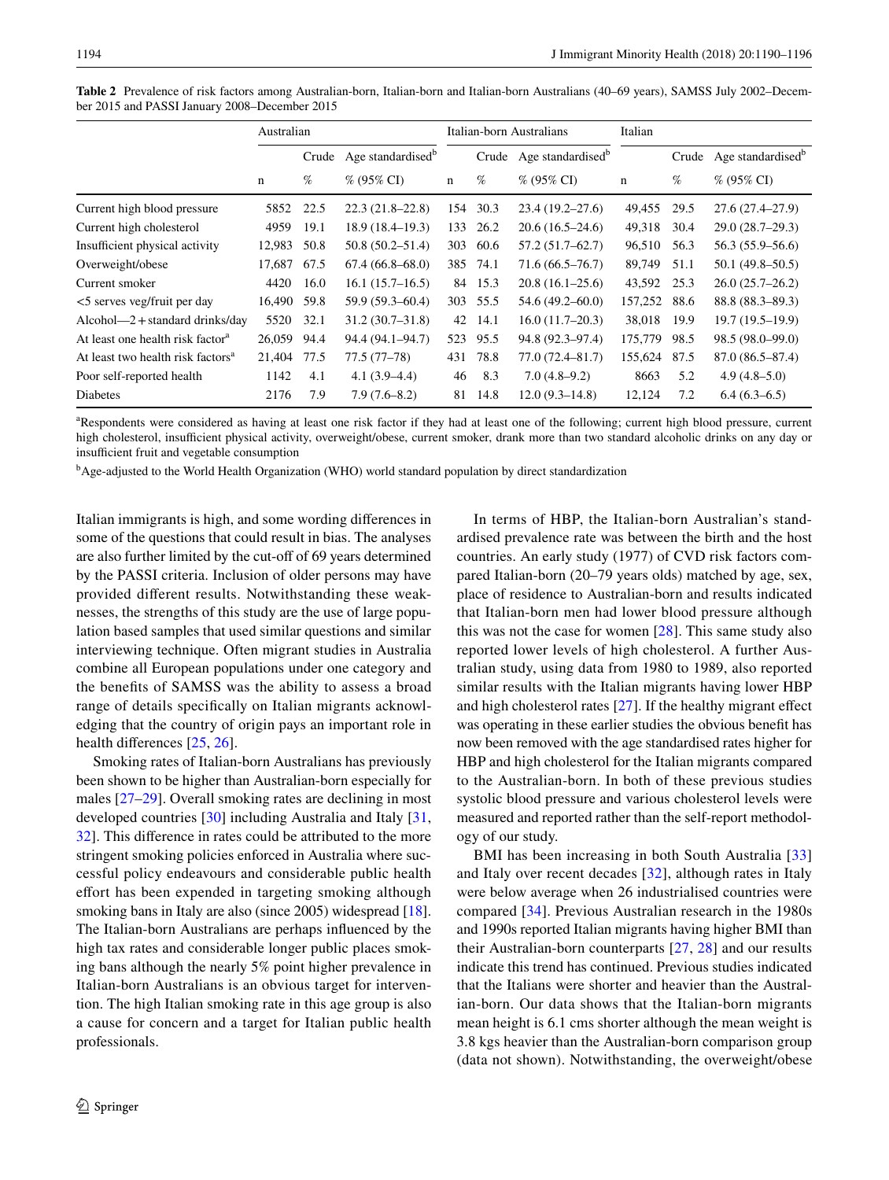**Table 2** Prevalence of risk factors among Australian-born, Italian-born and Italian-born Australians (40–69 years), SAMSS July 2002–December 2015 and PASSI January 2008–December 2015

| | Australian | | | Italian-born Australians | | | Italian | | |
|---|---|---|---|---|---|---|---|---|---|
| | | Crude | Age standardised[b] | | Crude | Age standardised[b] | | Crude | Age standardised[b] |
| | n | % | % (95% CI) | n | % | % (95% CI) | n | % | % (95% CI) |
| Current high blood pressure | 5852 | 22.5 | 22.3 (21.8–22.8) | 154 | 30.3 | 23.4 (19.2–27.6) | 49,455 | 29.5 | 27.6 (27.4–27.9) |
| Current high cholesterol | 4959 | 19.1 | 18.9 (18.4–19.3) | 133 | 26.2 | 20.6 (16.5–24.6) | 49,318 | 30.4 | 29.0 (28.7–29.3) |
| Insufficient physical activity | 12,983 | 50.8 | 50.8 (50.2–51.4) | 303 | 60.6 | 57.2 (51.7–62.7) | 96,510 | 56.3 | 56.3 (55.9–56.6) |
| Overweight/obese | 17,687 | 67.5 | 67.4 (66.8–68.0) | 385 | 74.1 | 71.6 (66.5–76.7) | 89,749 | 51.1 | 50.1 (49.8–50.5) |
| Current smoker | 4420 | 16.0 | 16.1 (15.7–16.5) | 84 | 15.3 | 20.8 (16.1–25.6) | 43,592 | 25.3 | 26.0 (25.7–26.2) |
| <5 serves veg/fruit per day | 16,490 | 59.8 | 59.9 (59.3–60.4) | 303 | 55.5 | 54.6 (49.2–60.0) | 157,252 | 88.6 | 88.8 (88.3–89.3) |
| Alcohol—2 + standard drinks/day | 5520 | 32.1 | 31.2 (30.7–31.8) | 42 | 14.1 | 16.0 (11.7–20.3) | 38,018 | 19.9 | 19.7 (19.5–19.9) |
| At least one health risk factor[a] | 26,059 | 94.4 | 94.4 (94.1–94.7) | 523 | 95.5 | 94.8 (92.3–97.4) | 175,779 | 98.5 | 98.5 (98.0–99.0) |
| At least two health risk factors[a] | 21,404 | 77.5 | 77.5 (77–78) | 431 | 78.8 | 77.0 (72.4–81.7) | 155,624 | 87.5 | 87.0 (86.5–87.4) |
| Poor self-reported health | 1142 | 4.1 | 4.1 (3.9–4.4) | 46 | 8.3 | 7.0 (4.8–9.2) | 8663 | 5.2 | 4.9 (4.8–5.0) |
| Diabetes | 2176 | 7.9 | 7.9 (7.6–8.2) | 81 | 14.8 | 12.0 (9.3–14.8) | 12,124 | 7.2 | 6.4 (6.3–6.5) |

[a]Respondents were considered as having at least one risk factor if they had at least one of the following; current high blood pressure, current high cholesterol, insufficient physical activity, overweight/obese, current smoker, drank more than two standard alcoholic drinks on any day or insufficient fruit and vegetable consumption

[b]Age-adjusted to the World Health Organization (WHO) world standard population by direct standardization

Italian immigrants is high, and some wording differences in some of the questions that could result in bias. The analyses are also further limited by the cut-off of 69 years determined by the PASSI criteria. Inclusion of older persons may have provided different results. Notwithstanding these weaknesses, the strengths of this study are the use of large population based samples that used similar questions and similar interviewing technique. Often migrant studies in Australia combine all European populations under one category and the benefits of SAMSS was the ability to assess a broad range of details specifically on Italian migrants acknowledging that the country of origin pays an important role in health differences [25, 26].

Smoking rates of Italian-born Australians has previously been shown to be higher than Australian-born especially for males [27–29]. Overall smoking rates are declining in most developed countries [30] including Australia and Italy [31, 32]. This difference in rates could be attributed to the more stringent smoking policies enforced in Australia where successful policy endeavours and considerable public health effort has been expended in targeting smoking although smoking bans in Italy are also (since 2005) widespread [18]. The Italian-born Australians are perhaps influenced by the high tax rates and considerable longer public places smoking bans although the nearly 5% point higher prevalence in Italian-born Australians is an obvious target for intervention. The high Italian smoking rate in this age group is also a cause for concern and a target for Italian public health professionals.

In terms of HBP, the Italian-born Australian's standardised prevalence rate was between the birth and the host countries. An early study (1977) of CVD risk factors compared Italian-born (20–79 years olds) matched by age, sex, place of residence to Australian-born and results indicated that Italian-born men had lower blood pressure although this was not the case for women [28]. This same study also reported lower levels of high cholesterol. A further Australian study, using data from 1980 to 1989, also reported similar results with the Italian migrants having lower HBP and high cholesterol rates [27]. If the healthy migrant effect was operating in these earlier studies the obvious benefit has now been removed with the age standardised rates higher for HBP and high cholesterol for the Italian migrants compared to the Australian-born. In both of these previous studies systolic blood pressure and various cholesterol levels were measured and reported rather than the self-report methodology of our study.

BMI has been increasing in both South Australia [33] and Italy over recent decades [32], although rates in Italy were below average when 26 industrialised countries were compared [34]. Previous Australian research in the 1980s and 1990s reported Italian migrants having higher BMI than their Australian-born counterparts [27, 28] and our results indicate this trend has continued. Previous studies indicated that the Italians were shorter and heavier than the Australian-born. Our data shows that the Italian-born migrants mean height is 6.1 cms shorter although the mean weight is 3.8 kgs heavier than the Australian-born comparison group (data not shown). Notwithstanding, the overweight/obese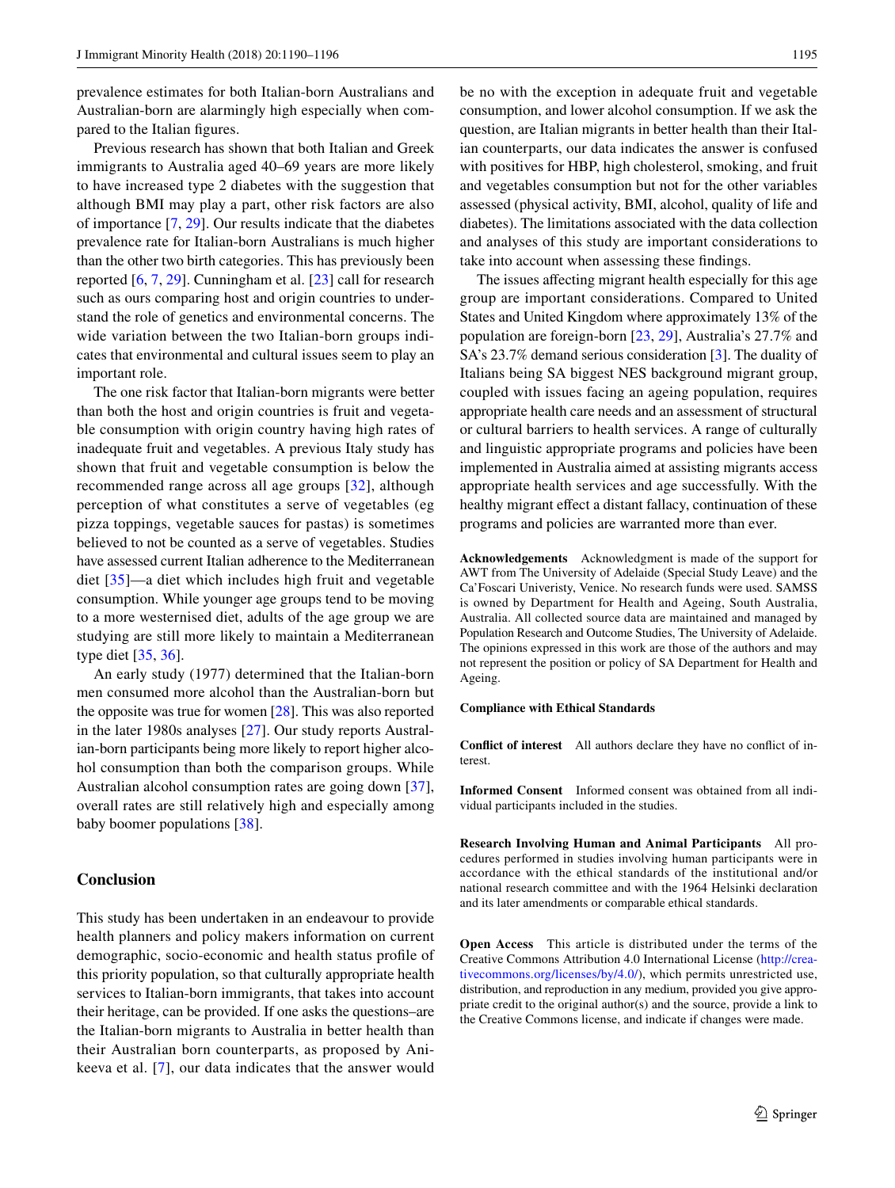prevalence estimates for both Italian-born Australians and Australian-born are alarmingly high especially when compared to the Italian figures.

Previous research has shown that both Italian and Greek immigrants to Australia aged 40–69 years are more likely to have increased type 2 diabetes with the suggestion that although BMI may play a part, other risk factors are also of importance [7, 29]. Our results indicate that the diabetes prevalence rate for Italian-born Australians is much higher than the other two birth categories. This has previously been reported [6, 7, 29]. Cunningham et al. [23] call for research such as ours comparing host and origin countries to understand the role of genetics and environmental concerns. The wide variation between the two Italian-born groups indicates that environmental and cultural issues seem to play an important role.

The one risk factor that Italian-born migrants were better than both the host and origin countries is fruit and vegetable consumption with origin country having high rates of inadequate fruit and vegetables. A previous Italy study has shown that fruit and vegetable consumption is below the recommended range across all age groups [32], although perception of what constitutes a serve of vegetables (eg pizza toppings, vegetable sauces for pastas) is sometimes believed to not be counted as a serve of vegetables. Studies have assessed current Italian adherence to the Mediterranean diet [35]—a diet which includes high fruit and vegetable consumption. While younger age groups tend to be moving to a more westernised diet, adults of the age group we are studying are still more likely to maintain a Mediterranean type diet [35, 36].

An early study (1977) determined that the Italian-born men consumed more alcohol than the Australian-born but the opposite was true for women [28]. This was also reported in the later 1980s analyses [27]. Our study reports Australian-born participants being more likely to report higher alcohol consumption than both the comparison groups. While Australian alcohol consumption rates are going down [37], overall rates are still relatively high and especially among baby boomer populations [38].

## Conclusion

This study has been undertaken in an endeavour to provide health planners and policy makers information on current demographic, socio-economic and health status profile of this priority population, so that culturally appropriate health services to Italian-born immigrants, that takes into account their heritage, can be provided. If one asks the questions–are the Italian-born migrants to Australia in better health than their Australian born counterparts, as proposed by Anikeeva et al. [7], our data indicates that the answer would be no with the exception in adequate fruit and vegetable consumption, and lower alcohol consumption. If we ask the question, are Italian migrants in better health than their Italian counterparts, our data indicates the answer is confused with positives for HBP, high cholesterol, smoking, and fruit and vegetables consumption but not for the other variables assessed (physical activity, BMI, alcohol, quality of life and diabetes). The limitations associated with the data collection and analyses of this study are important considerations to take into account when assessing these findings.

The issues affecting migrant health especially for this age group are important considerations. Compared to United States and United Kingdom where approximately 13% of the population are foreign-born [23, 29], Australia's 27.7% and SA's 23.7% demand serious consideration [3]. The duality of Italians being SA biggest NES background migrant group, coupled with issues facing an ageing population, requires appropriate health care needs and an assessment of structural or cultural barriers to health services. A range of culturally and linguistic appropriate programs and policies have been implemented in Australia aimed at assisting migrants access appropriate health services and age successfully. With the healthy migrant effect a distant fallacy, continuation of these programs and policies are warranted more than ever.

**Acknowledgements** Acknowledgment is made of the support for AWT from The University of Adelaide (Special Study Leave) and the Ca'Foscari Univeristy, Venice. No research funds were used. SAMSS is owned by Department for Health and Ageing, South Australia, Australia. All collected source data are maintained and managed by Population Research and Outcome Studies, The University of Adelaide. The opinions expressed in this work are those of the authors and may not represent the position or policy of SA Department for Health and Ageing.

**Compliance with Ethical Standards**

**Conflict of interest** All authors declare they have no conflict of interest.

**Informed Consent** Informed consent was obtained from all individual participants included in the studies.

**Research Involving Human and Animal Participants** All procedures performed in studies involving human participants were in accordance with the ethical standards of the institutional and/or national research committee and with the 1964 Helsinki declaration and its later amendments or comparable ethical standards.

**Open Access** This article is distributed under the terms of the Creative Commons Attribution 4.0 International License (http://creativecommons.org/licenses/by/4.0/), which permits unrestricted use, distribution, and reproduction in any medium, provided you give appropriate credit to the original author(s) and the source, provide a link to the Creative Commons license, and indicate if changes were made.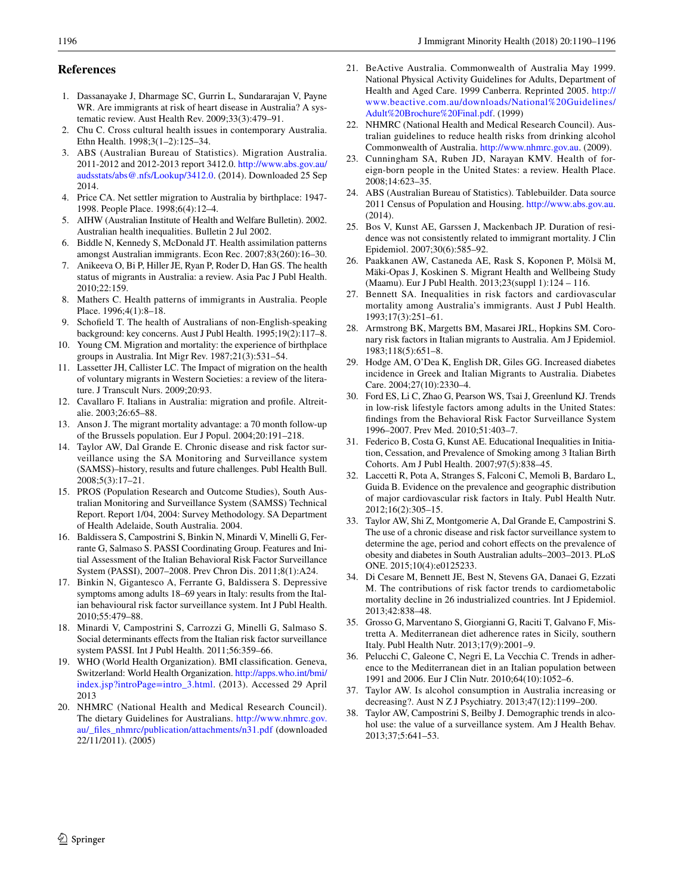## References

1. Dassanayake J, Dharmage SC, Gurrin L, Sundararajan V, Payne WR. Are immigrants at risk of heart disease in Australia? A systematic review. Aust Health Rev. 2009;33(3):479–91.
2. Chu C. Cross cultural health issues in contemporary Australia. Ethn Health. 1998;3(1–2):125–34.
3. ABS (Australian Bureau of Statistics). Migration Australia. 2011-2012 and 2012-2013 report 3412.0. http://www.abs.gov.au/audsstats/abs@.nfs/Lookup/3412.0. (2014). Downloaded 25 Sep 2014.
4. Price CA. Net settler migration to Australia by birthplace: 1947-1998. People Place. 1998;6(4):12–4.
5. AIHW (Australian Institute of Health and Welfare Bulletin). 2002. Australian health inequalities. Bulletin 2 Jul 2002.
6. Biddle N, Kennedy S, McDonald JT. Health assimilation patterns amongst Australian immigrants. Econ Rec. 2007;83(260):16–30.
7. Anikeeva O, Bi P, Hiller JE, Ryan P, Roder D, Han GS. The health status of migrants in Australia: a review. Asia Pac J Publ Health. 2010;22:159.
8. Mathers C. Health patterns of immigrants in Australia. People Place. 1996;4(1):8–18.
9. Schofield T. The health of Australians of non-English-speaking background: key concerns. Aust J Publ Health. 1995;19(2):117–8.
10. Young CM. Migration and mortality: the experience of birthplace groups in Australia. Int Migr Rev. 1987;21(3):531–54.
11. Lassetter JH, Callister LC. The Impact of migration on the health of voluntary migrants in Western Societies: a review of the literature. J Transcult Nurs. 2009;20:93.
12. Cavallaro F. Italians in Australia: migration and profile. Altreitalie. 2003;26:65–88.
13. Anson J. The migrant mortality advantage: a 70 month follow-up of the Brussels population. Eur J Popul. 2004;20:191–218.
14. Taylor AW, Dal Grande E. Chronic disease and risk factor surveillance using the SA Monitoring and Surveillance system (SAMSS)–history, results and future challenges. Publ Health Bull. 2008;5(3):17–21.
15. PROS (Population Research and Outcome Studies), South Australian Monitoring and Surveillance System (SAMSS) Technical Report. Report 1/04, 2004: Survey Methodology. SA Department of Health Adelaide, South Australia. 2004.
16. Baldissera S, Campostrini S, Binkin N, Minardi V, Minelli G, Ferrante G, Salmaso S. PASSI Coordinating Group. Features and Initial Assessment of the Italian Behavioral Risk Factor Surveillance System (PASSI), 2007–2008. Prev Chron Dis. 2011;8(1):A24.
17. Binkin N, Gigantesco A, Ferrante G, Baldissera S. Depressive symptoms among adults 18–69 years in Italy: results from the Italian behavioural risk factor surveillance system. Int J Publ Health. 2010;55:479–88.
18. Minardi V, Campostrini S, Carrozzi G, Minelli G, Salmaso S. Social determinants effects from the Italian risk factor surveillance system PASSI. Int J Publ Health. 2011;56:359–66.
19. WHO (World Health Organization). BMI classification. Geneva, Switzerland: World Health Organization. http://apps.who.int/bmi/index.jsp?introPage=intro_3.html. (2013). Accessed 29 April 2013
20. NHMRC (National Health and Medical Research Council). The dietary Guidelines for Australians. http://www.nhmrc.gov.au/_files_nhmrc/publication/attachments/n31.pdf (downloaded 22/11/2011). (2005)
21. BeActive Australia. Commonwealth of Australia May 1999. National Physical Activity Guidelines for Adults, Department of Health and Aged Care. 1999 Canberra. Reprinted 2005. http://www.beactive.com.au/downloads/National%20Guidelines/Adult%20Brochure%20Final.pdf. (1999)
22. NHMRC (National Health and Medical Research Council). Australian guidelines to reduce health risks from drinking alcohol Commonwealth of Australia. http://www.nhmrc.gov.au. (2009).
23. Cunningham SA, Ruben JD, Narayan KMV. Health of foreign-born people in the United States: a review. Health Place. 2008;14:623–35.
24. ABS (Australian Bureau of Statistics). Tablebuilder. Data source 2011 Census of Population and Housing. http://www.abs.gov.au. (2014).
25. Bos V, Kunst AE, Garssen J, Mackenbach JP. Duration of residence was not consistently related to immigrant mortality. J Clin Epidemiol. 2007;30(6):585–92.
26. Paakkanen AW, Castaneda AE, Rask S, Koponen P, Mölsä M, Mäki-Opas J, Koskinen S. Migrant Health and Wellbeing Study (Maamu). Eur J Publ Health. 2013;23(suppl 1):124 – 116.
27. Bennett SA. Inequalities in risk factors and cardiovascular mortality among Australia's immigrants. Aust J Publ Health. 1993;17(3):251–61.
28. Armstrong BK, Margetts BM, Masarei JRL, Hopkins SM. Coronary risk factors in Italian migrants to Australia. Am J Epidemiol. 1983;118(5):651–8.
29. Hodge AM, O'Dea K, English DR, Giles GG. Increased diabetes incidence in Greek and Italian Migrants to Australia. Diabetes Care. 2004;27(10):2330–4.
30. Ford ES, Li C, Zhao G, Pearson WS, Tsai J, Greenlund KJ. Trends in low-risk lifestyle factors among adults in the United States: findings from the Behavioral Risk Factor Surveillance System 1996–2007. Prev Med. 2010;51:403–7.
31. Federico B, Costa G, Kunst AE. Educational Inequalities in Initiation, Cessation, and Prevalence of Smoking among 3 Italian Birth Cohorts. Am J Publ Health. 2007;97(5):838–45.
32. Laccetti R, Pota A, Stranges S, Falconi C, Memoli B, Bardaro L, Guida B. Evidence on the prevalence and geographic distribution of major cardiovascular risk factors in Italy. Publ Health Nutr. 2012;16(2):305–15.
33. Taylor AW, Shi Z, Montgomerie A, Dal Grande E, Campostrini S. The use of a chronic disease and risk factor surveillance system to determine the age, period and cohort effects on the prevalence of obesity and diabetes in South Australian adults–2003–2013. PLoS ONE. 2015;10(4):e0125233.
34. Di Cesare M, Bennett JE, Best N, Stevens GA, Danaei G, Ezzati M. The contributions of risk factor trends to cardiometabolic mortality decline in 26 industrialized countries. Int J Epidemiol. 2013;42:838–48.
35. Grosso G, Marventano S, Giorgianni G, Raciti T, Galvano F, Mistretta A. Mediterranean diet adherence rates in Sicily, southern Italy. Publ Health Nutr. 2013;17(9):2001–9.
36. Pelucchi C, Galeone C, Negri E, La Vecchia C. Trends in adherence to the Mediterranean diet in an Italian population between 1991 and 2006. Eur J Clin Nutr. 2010;64(10):1052–6.
37. Taylor AW. Is alcohol consumption in Australia increasing or decreasing?. Aust N Z J Psychiatry. 2013;47(12):1199–200.
38. Taylor AW, Campostrini S, Beilby J. Demographic trends in alcohol use: the value of a surveillance system. Am J Health Behav. 2013;37;5:641–53.